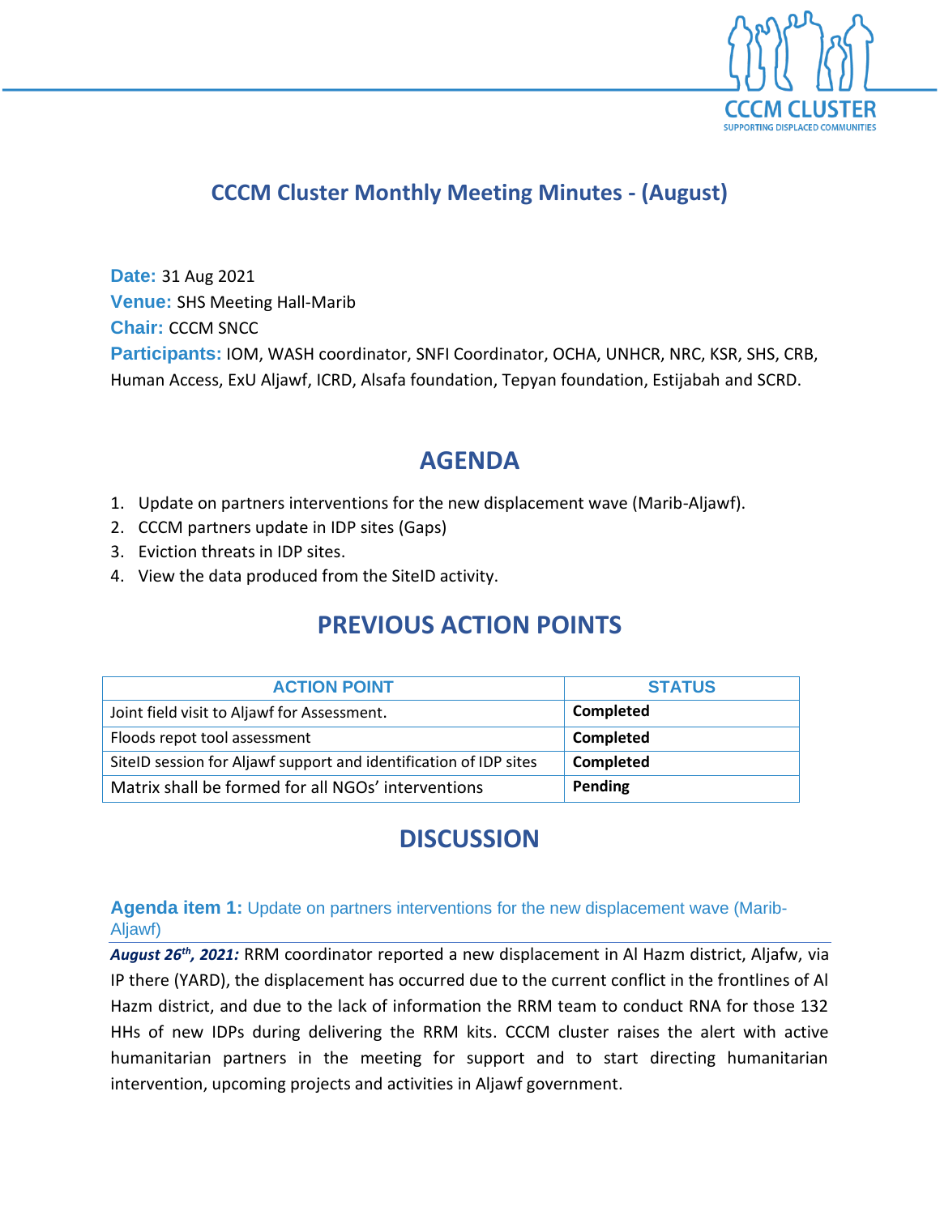# CCCM Cluster Monthly Meeting Minutes - (August)

**Date:** 31 Aug 2021
**Venue:** SHS Meeting Hall-Marib
**Chair:** CCCM SNCC
**Participants:** IOM, WASH coordinator, SNFI Coordinator, OCHA, UNHCR, NRC, KSR, SHS, CRB, Human Access, ExU Aljawf, ICRD, Alsafa foundation, Tepyan foundation, Estijabah and SCRD.

## AGENDA

1. Update on partners interventions for the new displacement wave (Marib-Aljawf).
2. CCCM partners update in IDP sites (Gaps)
3. Eviction threats in IDP sites.
4. View the data produced from the SiteID activity.

## PREVIOUS ACTION POINTS

| ACTION POINT | STATUS |
| --- | --- |
| Joint field visit to Aljawf for Assessment. | **Completed** |
| Floods repot tool assessment | **Completed** |
| SiteID session for Aljawf support and identification of IDP sites | **Completed** |
| Matrix shall be formed for all NGOs' interventions | **Pending** |

## DISCUSSION

### Agenda item 1: Update on partners interventions for the new displacement wave (Marib-Aljawf)

***August 26th, 2021:*** RRM coordinator reported a new displacement in Al Hazm district, Aljafw, via IP there (YARD), the displacement has occurred due to the current conflict in the frontlines of Al Hazm district, and due to the lack of information the RRM team to conduct RNA for those 132 HHs of new IDPs during delivering the RRM kits. CCCM cluster raises the alert with active humanitarian partners in the meeting for support and to start directing humanitarian intervention, upcoming projects and activities in Aljawf government.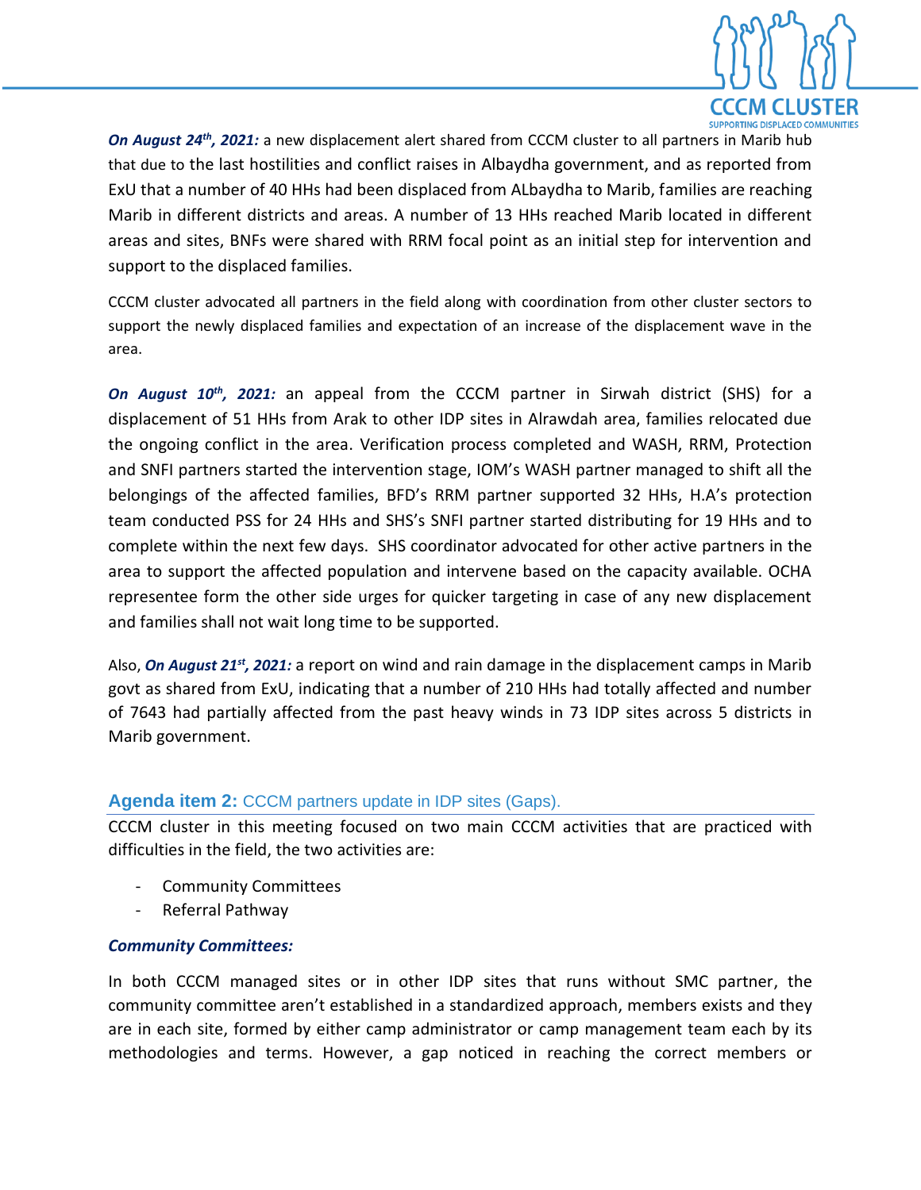***On August 24th, 2021:*** a new displacement alert shared from CCCM cluster to all partners in Marib hub that due to the last hostilities and conflict raises in Albaydha government, and as reported from ExU that a number of 40 HHs had been displaced from ALbaydha to Marib, families are reaching Marib in different districts and areas. A number of 13 HHs reached Marib located in different areas and sites, BNFs were shared with RRM focal point as an initial step for intervention and support to the displaced families.

CCCM cluster advocated all partners in the field along with coordination from other cluster sectors to support the newly displaced families and expectation of an increase of the displacement wave in the area.

***On August 10th, 2021:*** an appeal from the CCCM partner in Sirwah district (SHS) for a displacement of 51 HHs from Arak to other IDP sites in Alrawdah area, families relocated due the ongoing conflict in the area. Verification process completed and WASH, RRM, Protection and SNFI partners started the intervention stage, IOM's WASH partner managed to shift all the belongings of the affected families, BFD's RRM partner supported 32 HHs, H.A's protection team conducted PSS for 24 HHs and SHS's SNFI partner started distributing for 19 HHs and to complete within the next few days. SHS coordinator advocated for other active partners in the area to support the affected population and intervene based on the capacity available. OCHA representee form the other side urges for quicker targeting in case of any new displacement and families shall not wait long time to be supported.

Also, ***On August 21st, 2021:*** a report on wind and rain damage in the displacement camps in Marib govt as shared from ExU, indicating that a number of 210 HHs had totally affected and number of 7643 had partially affected from the past heavy winds in 73 IDP sites across 5 districts in Marib government.

## **Agenda item 2:** CCCM partners update in IDP sites (Gaps).

CCCM cluster in this meeting focused on two main CCCM activities that are practiced with difficulties in the field, the two activities are:

- Community Committees
- Referral Pathway

***Community Committees:***

In both CCCM managed sites or in other IDP sites that runs without SMC partner, the community committee aren't established in a standardized approach, members exists and they are in each site, formed by either camp administrator or camp management team each by its methodologies and terms. However, a gap noticed in reaching the correct members or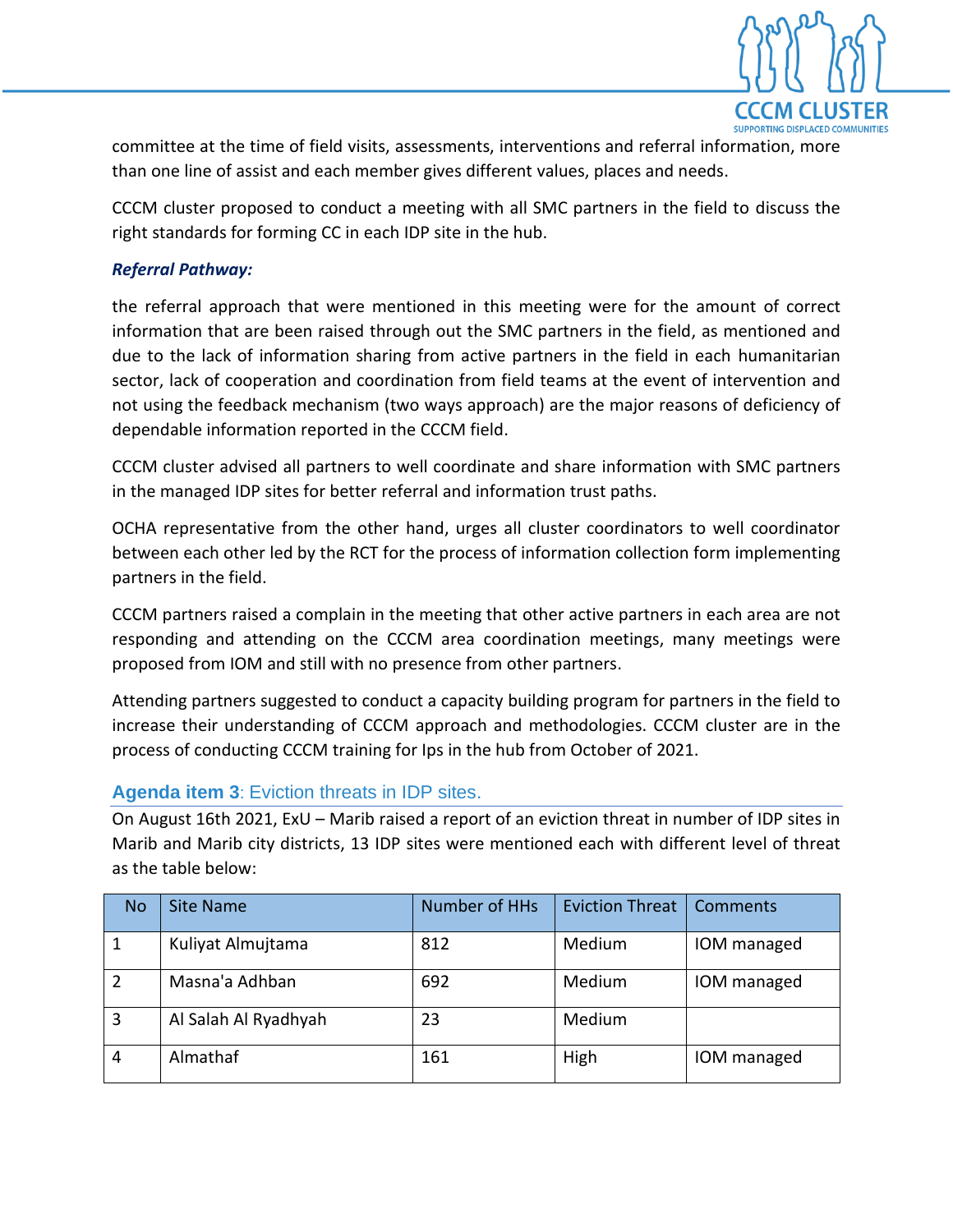committee at the time of field visits, assessments, interventions and referral information, more than one line of assist and each member gives different values, places and needs.

CCCM cluster proposed to conduct a meeting with all SMC partners in the field to discuss the right standards for forming CC in each IDP site in the hub.

***Referral Pathway:***

the referral approach that were mentioned in this meeting were for the amount of correct information that are been raised through out the SMC partners in the field, as mentioned and due to the lack of information sharing from active partners in the field in each humanitarian sector, lack of cooperation and coordination from field teams at the event of intervention and not using the feedback mechanism (two ways approach) are the major reasons of deficiency of dependable information reported in the CCCM field.

CCCM cluster advised all partners to well coordinate and share information with SMC partners in the managed IDP sites for better referral and information trust paths.

OCHA representative from the other hand, urges all cluster coordinators to well coordinator between each other led by the RCT for the process of information collection form implementing partners in the field.

CCCM partners raised a complain in the meeting that other active partners in each area are not responding and attending on the CCCM area coordination meetings, many meetings were proposed from IOM and still with no presence from other partners.

Attending partners suggested to conduct a capacity building program for partners in the field to increase their understanding of CCCM approach and methodologies. CCCM cluster are in the process of conducting CCCM training for Ips in the hub from October of 2021.

## **Agenda item 3**: Eviction threats in IDP sites.

On August 16th 2021, ExU – Marib raised a report of an eviction threat in number of IDP sites in Marib and Marib city districts, 13 IDP sites were mentioned each with different level of threat as the table below:

| No | Site Name | Number of HHs | Eviction Threat | Comments |
|---|---|---|---|---|
| 1 | Kuliyat Almujtama | 812 | Medium | IOM managed |
| 2 | Masna'a Adhban | 692 | Medium | IOM managed |
| 3 | Al Salah Al Ryadhyah | 23 | Medium | |
| 4 | Almathaf | 161 | High | IOM managed |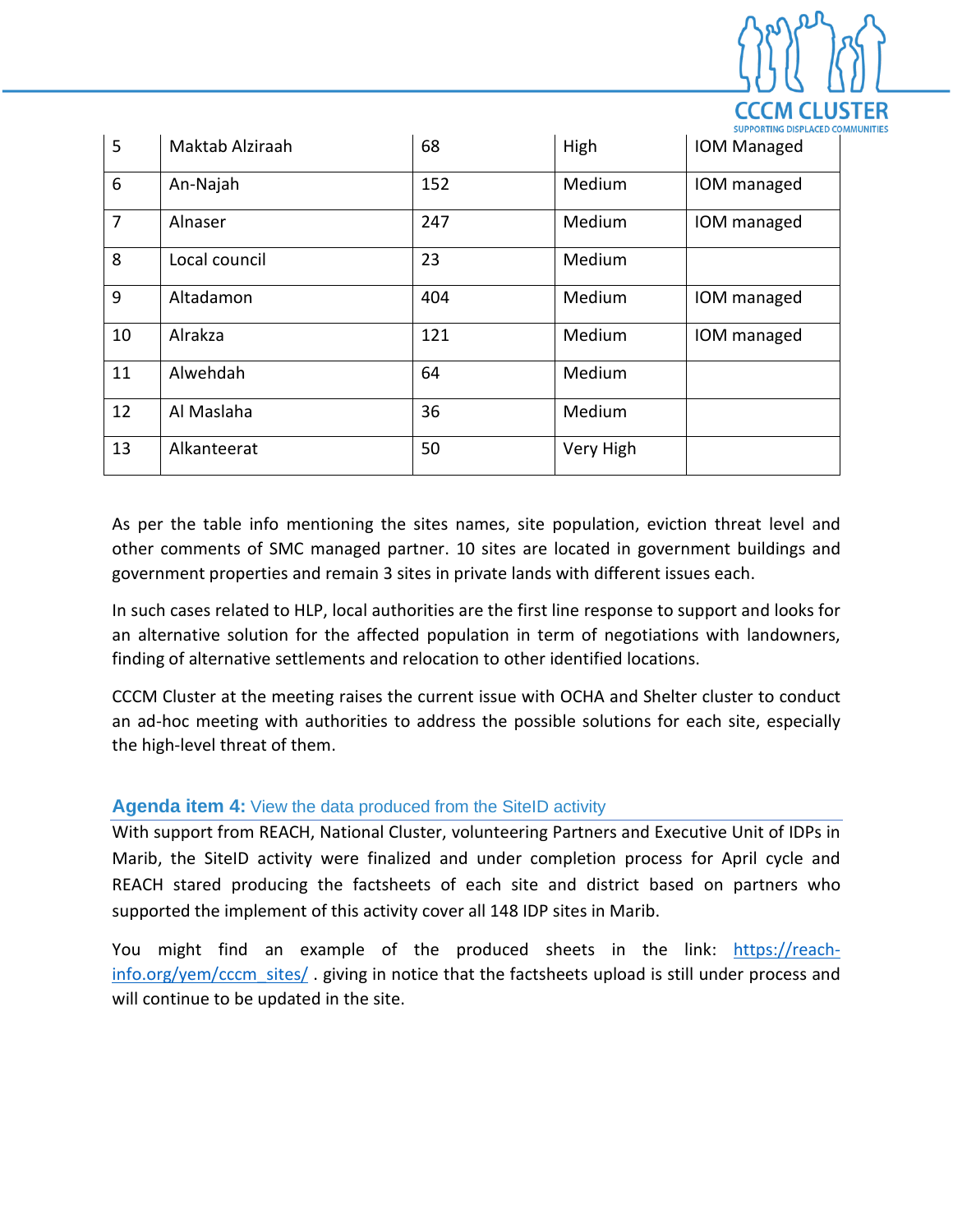| 5 | Maktab Alziraah | 68 | High | IOM Managed |
|---|---|---|---|---|
| 6 | An-Najah | 152 | Medium | IOM managed |
| 7 | Alnaser | 247 | Medium | IOM managed |
| 8 | Local council | 23 | Medium | |
| 9 | Altadamon | 404 | Medium | IOM managed |
| 10 | Alrakza | 121 | Medium | IOM managed |
| 11 | Alwehdah | 64 | Medium | |
| 12 | Al Maslaha | 36 | Medium | |
| 13 | Alkanteerat | 50 | Very High | |

As per the table info mentioning the sites names, site population, eviction threat level and other comments of SMC managed partner. 10 sites are located in government buildings and government properties and remain 3 sites in private lands with different issues each.

In such cases related to HLP, local authorities are the first line response to support and looks for an alternative solution for the affected population in term of negotiations with landowners, finding of alternative settlements and relocation to other identified locations.

CCCM Cluster at the meeting raises the current issue with OCHA and Shelter cluster to conduct an ad-hoc meeting with authorities to address the possible solutions for each site, especially the high-level threat of them.

## **Agenda item 4:** View the data produced from the SiteID activity

With support from REACH, National Cluster, volunteering Partners and Executive Unit of IDPs in Marib, the SiteID activity were finalized and under completion process for April cycle and REACH stared producing the factsheets of each site and district based on partners who supported the implement of this activity cover all 148 IDP sites in Marib.

You might find an example of the produced sheets in the link: [https://reach-info.org/yem/cccm_sites/](https://reach-info.org/yem/cccm_sites/) . giving in notice that the factsheets upload is still under process and will continue to be updated in the site.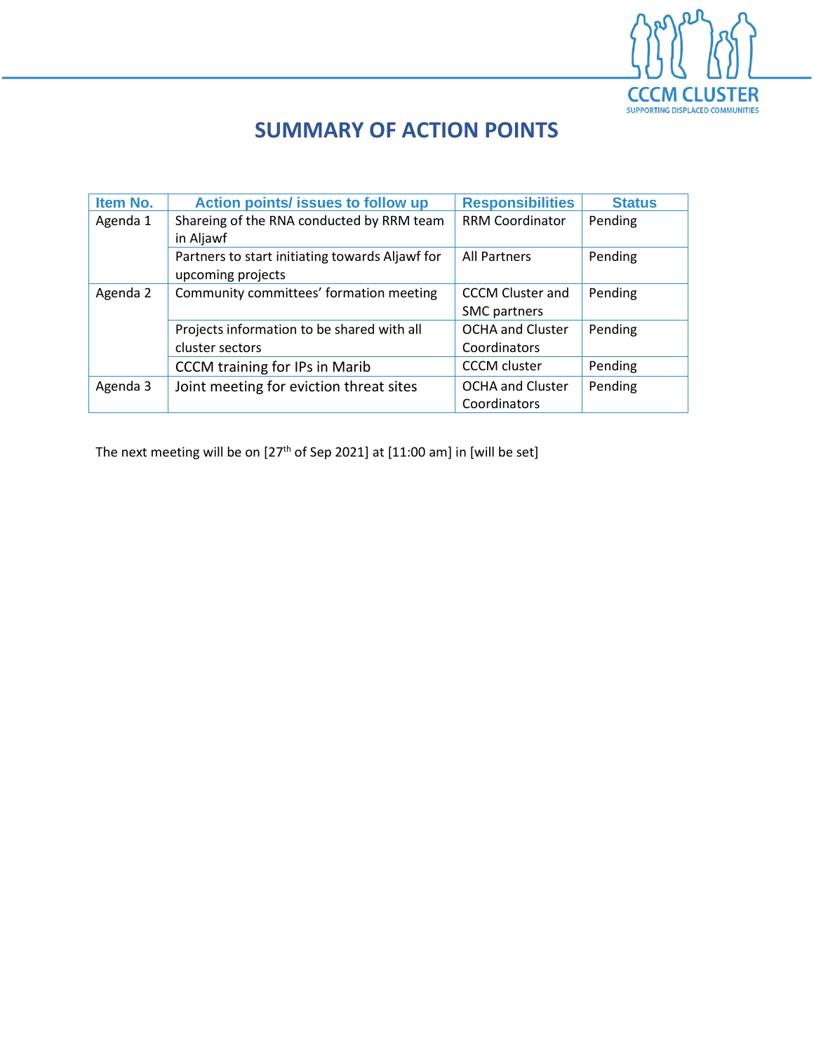# SUMMARY OF ACTION POINTS

| Item No. | Action points/ issues to follow up | Responsibilities | Status |
| --- | --- | --- | --- |
| Agenda 1 | Shareing of the RNA conducted by RRM team in Aljawf | RRM Coordinator | Pending |
| | Partners to start initiating towards Aljawf for upcoming projects | All Partners | Pending |
| Agenda 2 | Community committees' formation meeting | CCCM Cluster and SMC partners | Pending |
| | Projects information to be shared with all cluster sectors | OCHA and Cluster Coordinators | Pending |
| | CCCM training for IPs in Marib | CCCM cluster | Pending |
| Agenda 3 | Joint meeting for eviction threat sites | OCHA and Cluster Coordinators | Pending |

The next meeting will be on [27th of Sep 2021] at [11:00 am] in [will be set]